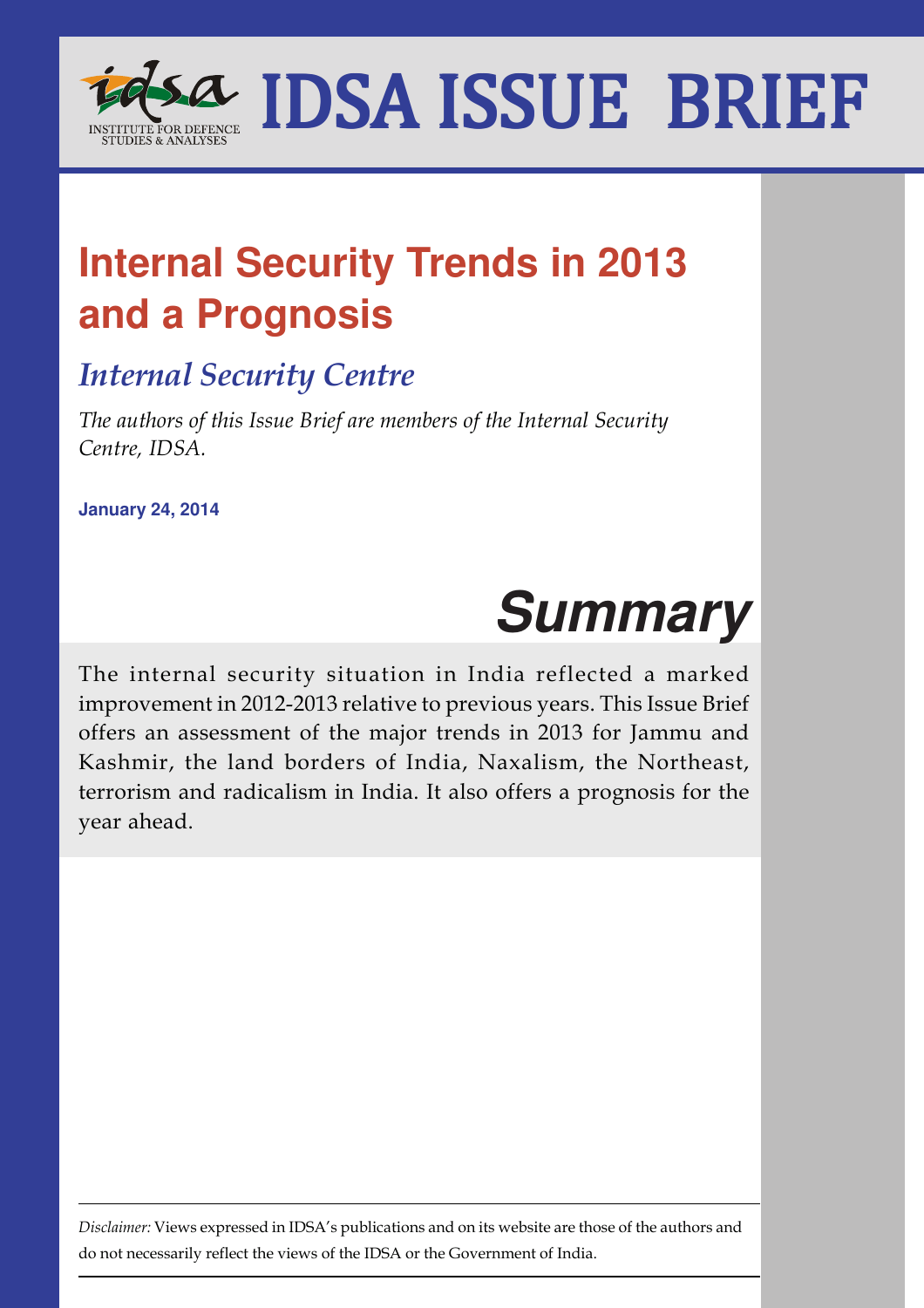# IDSA ISSUE BRIEF

INSTITUTE FOR DEFENCE STUDIES & ANALYSES

## Internal Security Trends in 2013 and a Prognosis

### *Internal Security Centre*

*The authors of this Issue Brief are members of the Internal Security Centre, IDSA.*

**January 24, 2014**

## *Summary*

The internal security situation in India reflected a marked improvement in 2012-2013 relative to previous years. This Issue Brief offers an assessment of the major trends in 2013 for Jammu and Kashmir, the land borders of India, Naxalism, the Northeast, terrorism and radicalism in India. It also offers a prognosis for the year ahead.

*Disclaimer:* Views expressed in IDSA's publications and on its website are those of the authors and do not necessarily reflect the views of the IDSA or the Government of India.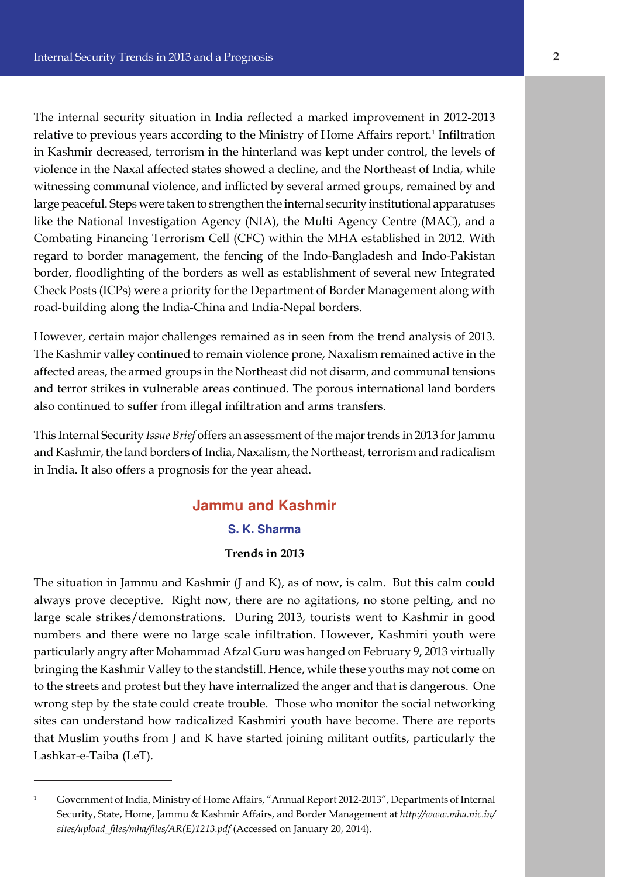The internal security situation in India reflected a marked improvement in 2012-2013 relative to previous years according to the Ministry of Home Affairs report.[1] Infiltration in Kashmir decreased, terrorism in the hinterland was kept under control, the levels of violence in the Naxal affected states showed a decline, and the Northeast of India, while witnessing communal violence, and inflicted by several armed groups, remained by and large peaceful. Steps were taken to strengthen the internal security institutional apparatuses like the National Investigation Agency (NIA), the Multi Agency Centre (MAC), and a Combating Financing Terrorism Cell (CFC) within the MHA established in 2012. With regard to border management, the fencing of the Indo-Bangladesh and Indo-Pakistan border, floodlighting of the borders as well as establishment of several new Integrated Check Posts (ICPs) were a priority for the Department of Border Management along with road-building along the India-China and India-Nepal borders.

However, certain major challenges remained as in seen from the trend analysis of 2013. The Kashmir valley continued to remain violence prone, Naxalism remained active in the affected areas, the armed groups in the Northeast did not disarm, and communal tensions and terror strikes in vulnerable areas continued. The porous international land borders also continued to suffer from illegal infiltration and arms transfers.

This Internal Security *Issue Brief* offers an assessment of the major trends in 2013 for Jammu and Kashmir, the land borders of India, Naxalism, the Northeast, terrorism and radicalism in India. It also offers a prognosis for the year ahead.

## Jammu and Kashmir

**S. K. Sharma**

### Trends in 2013

The situation in Jammu and Kashmir (J and K), as of now, is calm. But this calm could always prove deceptive. Right now, there are no agitations, no stone pelting, and no large scale strikes/demonstrations. During 2013, tourists went to Kashmir in good numbers and there were no large scale infiltration. However, Kashmiri youth were particularly angry after Mohammad Afzal Guru was hanged on February 9, 2013 virtually bringing the Kashmir Valley to the standstill. Hence, while these youths may not come on to the streets and protest but they have internalized the anger and that is dangerous. One wrong step by the state could create trouble. Those who monitor the social networking sites can understand how radicalized Kashmiri youth have become. There are reports that Muslim youths from J and K have started joining militant outfits, particularly the Lashkar-e-Taiba (LeT).

---

[1] Government of India, Ministry of Home Affairs, "Annual Report 2012-2013", Departments of Internal Security, State, Home, Jammu & Kashmir Affairs, and Border Management at *http://www.mha.nic.in/sites/upload_files/mha/files/AR(E)1213.pdf* (Accessed on January 20, 2014).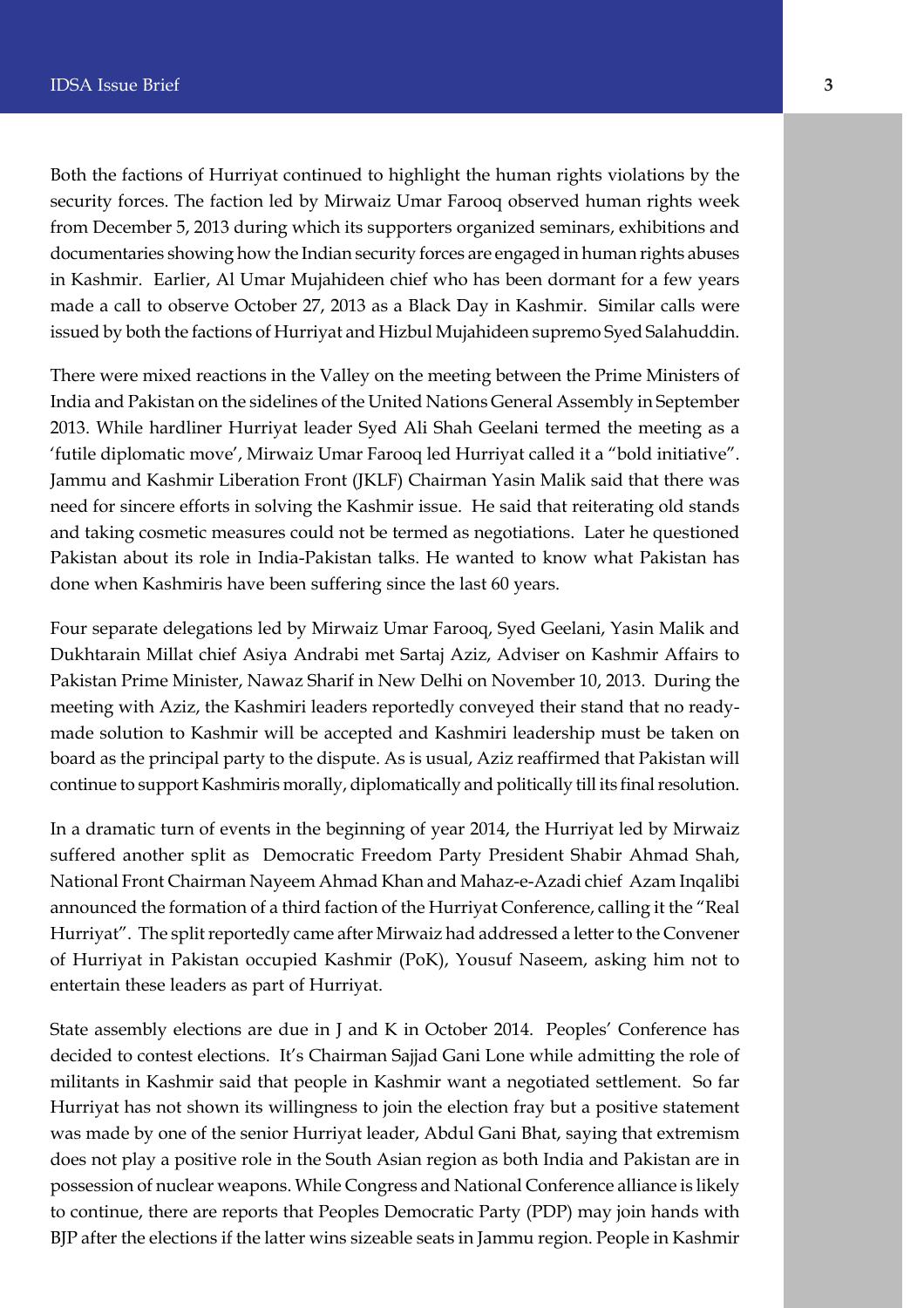Both the factions of Hurriyat continued to highlight the human rights violations by the security forces. The faction led by Mirwaiz Umar Farooq observed human rights week from December 5, 2013 during which its supporters organized seminars, exhibitions and documentaries showing how the Indian security forces are engaged in human rights abuses in Kashmir. Earlier, Al Umar Mujahideen chief who has been dormant for a few years made a call to observe October 27, 2013 as a Black Day in Kashmir. Similar calls were issued by both the factions of Hurriyat and Hizbul Mujahideen supremo Syed Salahuddin.

There were mixed reactions in the Valley on the meeting between the Prime Ministers of India and Pakistan on the sidelines of the United Nations General Assembly in September 2013. While hardliner Hurriyat leader Syed Ali Shah Geelani termed the meeting as a 'futile diplomatic move', Mirwaiz Umar Farooq led Hurriyat called it a "bold initiative". Jammu and Kashmir Liberation Front (JKLF) Chairman Yasin Malik said that there was need for sincere efforts in solving the Kashmir issue. He said that reiterating old stands and taking cosmetic measures could not be termed as negotiations. Later he questioned Pakistan about its role in India-Pakistan talks. He wanted to know what Pakistan has done when Kashmiris have been suffering since the last 60 years.

Four separate delegations led by Mirwaiz Umar Farooq, Syed Geelani, Yasin Malik and Dukhtarain Millat chief Asiya Andrabi met Sartaj Aziz, Adviser on Kashmir Affairs to Pakistan Prime Minister, Nawaz Sharif in New Delhi on November 10, 2013. During the meeting with Aziz, the Kashmiri leaders reportedly conveyed their stand that no ready-made solution to Kashmir will be accepted and Kashmiri leadership must be taken on board as the principal party to the dispute. As is usual, Aziz reaffirmed that Pakistan will continue to support Kashmiris morally, diplomatically and politically till its final resolution.

In a dramatic turn of events in the beginning of year 2014, the Hurriyat led by Mirwaiz suffered another split as Democratic Freedom Party President Shabir Ahmad Shah, National Front Chairman Nayeem Ahmad Khan and Mahaz-e-Azadi chief Azam Inqalibi announced the formation of a third faction of the Hurriyat Conference, calling it the "Real Hurriyat". The split reportedly came after Mirwaiz had addressed a letter to the Convener of Hurriyat in Pakistan occupied Kashmir (PoK), Yousuf Naseem, asking him not to entertain these leaders as part of Hurriyat.

State assembly elections are due in J and K in October 2014. Peoples' Conference has decided to contest elections. It's Chairman Sajjad Gani Lone while admitting the role of militants in Kashmir said that people in Kashmir want a negotiated settlement. So far Hurriyat has not shown its willingness to join the election fray but a positive statement was made by one of the senior Hurriyat leader, Abdul Gani Bhat, saying that extremism does not play a positive role in the South Asian region as both India and Pakistan are in possession of nuclear weapons. While Congress and National Conference alliance is likely to continue, there are reports that Peoples Democratic Party (PDP) may join hands with BJP after the elections if the latter wins sizeable seats in Jammu region. People in Kashmir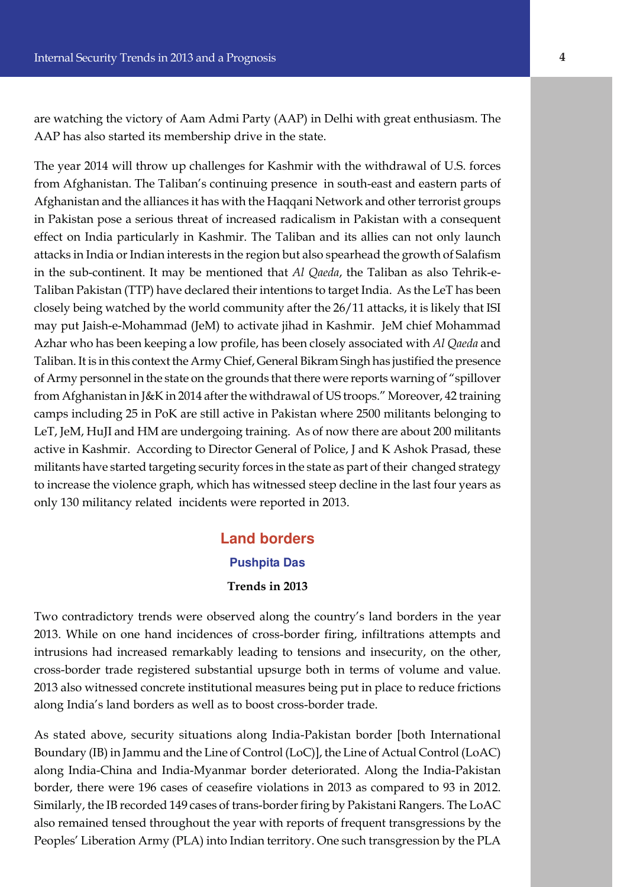are watching the victory of Aam Admi Party (AAP) in Delhi with great enthusiasm. The AAP has also started its membership drive in the state.

The year 2014 will throw up challenges for Kashmir with the withdrawal of U.S. forces from Afghanistan. The Taliban's continuing presence in south-east and eastern parts of Afghanistan and the alliances it has with the Haqqani Network and other terrorist groups in Pakistan pose a serious threat of increased radicalism in Pakistan with a consequent effect on India particularly in Kashmir. The Taliban and its allies can not only launch attacks in India or Indian interests in the region but also spearhead the growth of Salafism in the sub-continent. It may be mentioned that *Al Qaeda*, the Taliban as also Tehrik-e-Taliban Pakistan (TTP) have declared their intentions to target India. As the LeT has been closely being watched by the world community after the 26/11 attacks, it is likely that ISI may put Jaish-e-Mohammad (JeM) to activate jihad in Kashmir. JeM chief Mohammad Azhar who has been keeping a low profile, has been closely associated with *Al Qaeda* and Taliban. It is in this context the Army Chief, General Bikram Singh has justified the presence of Army personnel in the state on the grounds that there were reports warning of "spillover from Afghanistan in J&K in 2014 after the withdrawal of US troops." Moreover, 42 training camps including 25 in PoK are still active in Pakistan where 2500 militants belonging to LeT, JeM, HuJI and HM are undergoing training. As of now there are about 200 militants active in Kashmir. According to Director General of Police, J and K Ashok Prasad, these militants have started targeting security forces in the state as part of their changed strategy to increase the violence graph, which has witnessed steep decline in the last four years as only 130 militancy related incidents were reported in 2013.

## Land borders

**Pushpita Das**

**Trends in 2013**

Two contradictory trends were observed along the country's land borders in the year 2013. While on one hand incidences of cross-border firing, infiltrations attempts and intrusions had increased remarkably leading to tensions and insecurity, on the other, cross-border trade registered substantial upsurge both in terms of volume and value. 2013 also witnessed concrete institutional measures being put in place to reduce frictions along India's land borders as well as to boost cross-border trade.

As stated above, security situations along India-Pakistan border [both International Boundary (IB) in Jammu and the Line of Control (LoC)], the Line of Actual Control (LoAC) along India-China and India-Myanmar border deteriorated. Along the India-Pakistan border, there were 196 cases of ceasefire violations in 2013 as compared to 93 in 2012. Similarly, the IB recorded 149 cases of trans-border firing by Pakistani Rangers. The LoAC also remained tensed throughout the year with reports of frequent transgressions by the Peoples' Liberation Army (PLA) into Indian territory. One such transgression by the PLA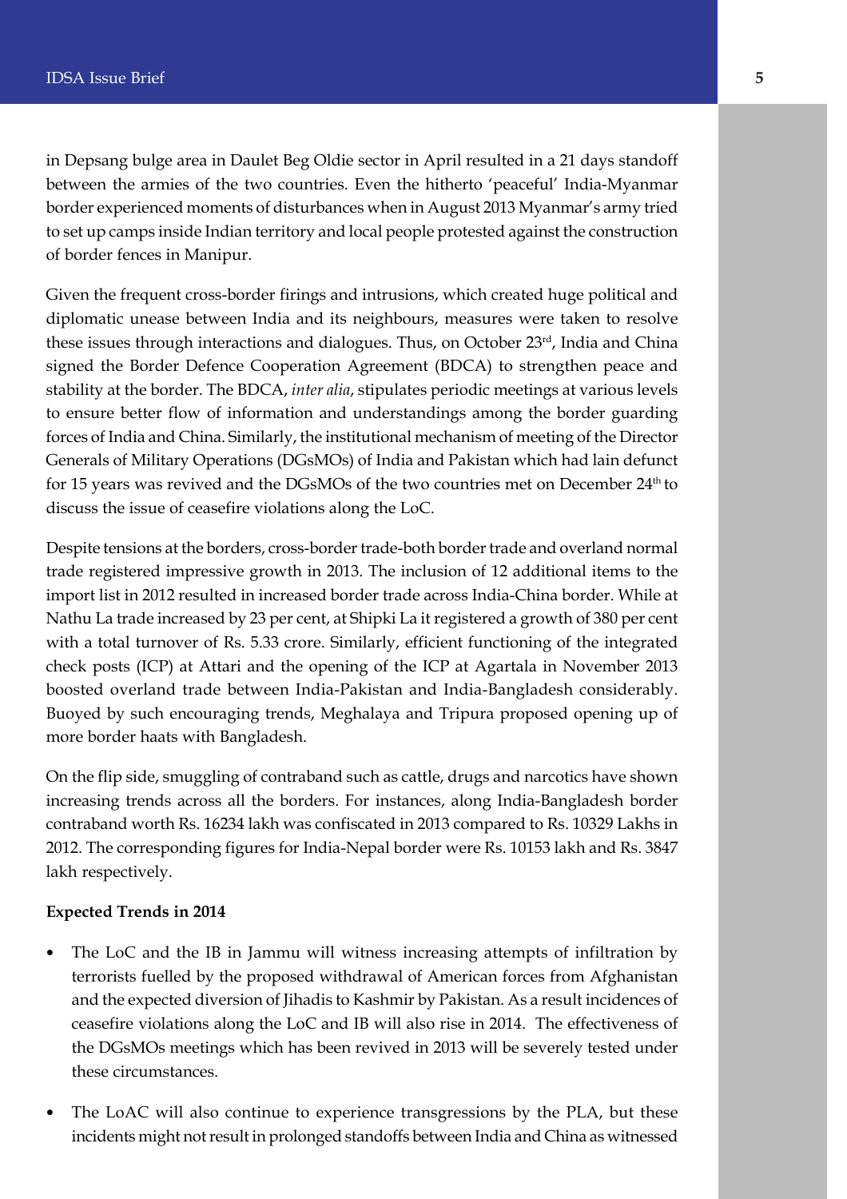in Depsang bulge area in Daulet Beg Oldie sector in April resulted in a 21 days standoff between the armies of the two countries. Even the hitherto 'peaceful' India-Myanmar border experienced moments of disturbances when in August 2013 Myanmar's army tried to set up camps inside Indian territory and local people protested against the construction of border fences in Manipur.

Given the frequent cross-border firings and intrusions, which created huge political and diplomatic unease between India and its neighbours, measures were taken to resolve these issues through interactions and dialogues. Thus, on October 23rd, India and China signed the Border Defence Cooperation Agreement (BDCA) to strengthen peace and stability at the border. The BDCA, *inter alia*, stipulates periodic meetings at various levels to ensure better flow of information and understandings among the border guarding forces of India and China. Similarly, the institutional mechanism of meeting of the Director Generals of Military Operations (DGsMOs) of India and Pakistan which had lain defunct for 15 years was revived and the DGsMOs of the two countries met on December 24th to discuss the issue of ceasefire violations along the LoC.

Despite tensions at the borders, cross-border trade-both border trade and overland normal trade registered impressive growth in 2013. The inclusion of 12 additional items to the import list in 2012 resulted in increased border trade across India-China border. While at Nathu La trade increased by 23 per cent, at Shipki La it registered a growth of 380 per cent with a total turnover of Rs. 5.33 crore. Similarly, efficient functioning of the integrated check posts (ICP) at Attari and the opening of the ICP at Agartala in November 2013 boosted overland trade between India-Pakistan and India-Bangladesh considerably. Buoyed by such encouraging trends, Meghalaya and Tripura proposed opening up of more border haats with Bangladesh.

On the flip side, smuggling of contraband such as cattle, drugs and narcotics have shown increasing trends across all the borders. For instances, along India-Bangladesh border contraband worth Rs. 16234 lakh was confiscated in 2013 compared to Rs. 10329 Lakhs in 2012. The corresponding figures for India-Nepal border were Rs. 10153 lakh and Rs. 3847 lakh respectively.

**Expected Trends in 2014**

- The LoC and the IB in Jammu will witness increasing attempts of infiltration by terrorists fuelled by the proposed withdrawal of American forces from Afghanistan and the expected diversion of Jihadis to Kashmir by Pakistan. As a result incidences of ceasefire violations along the LoC and IB will also rise in 2014. The effectiveness of the DGsMOs meetings which has been revived in 2013 will be severely tested under these circumstances.
- The LoAC will also continue to experience transgressions by the PLA, but these incidents might not result in prolonged standoffs between India and China as witnessed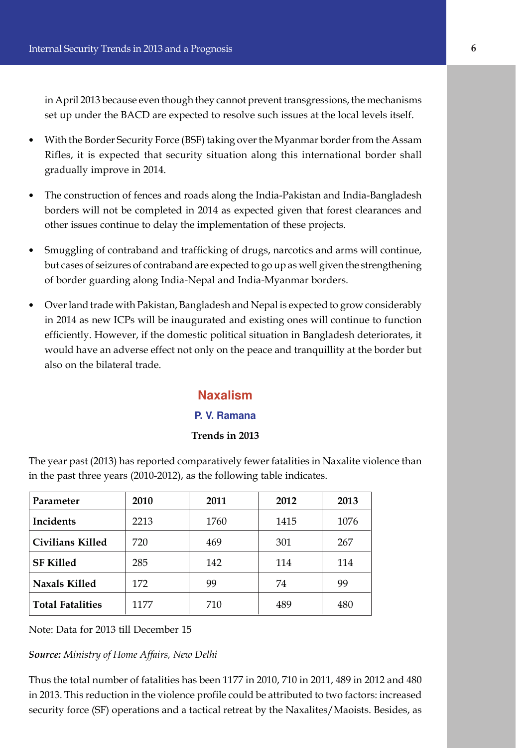in April 2013 because even though they cannot prevent transgressions, the mechanisms set up under the BACD are expected to resolve such issues at the local levels itself.

- With the Border Security Force (BSF) taking over the Myanmar border from the Assam Rifles, it is expected that security situation along this international border shall gradually improve in 2014.

- The construction of fences and roads along the India-Pakistan and India-Bangladesh borders will not be completed in 2014 as expected given that forest clearances and other issues continue to delay the implementation of these projects.

- Smuggling of contraband and trafficking of drugs, narcotics and arms will continue, but cases of seizures of contraband are expected to go up as well given the strengthening of border guarding along India-Nepal and India-Myanmar borders.

- Over land trade with Pakistan, Bangladesh and Nepal is expected to grow considerably in 2014 as new ICPs will be inaugurated and existing ones will continue to function efficiently. However, if the domestic political situation in Bangladesh deteriorates, it would have an adverse effect not only on the peace and tranquillity at the border but also on the bilateral trade.

## Naxalism

**P. V. Ramana**

**Trends in 2013**

The year past (2013) has reported comparatively fewer fatalities in Naxalite violence than in the past three years (2010-2012), as the following table indicates.

| Parameter | 2010 | 2011 | 2012 | 2013 |
|---|---|---|---|---|
| **Incidents** | 2213 | 1760 | 1415 | 1076 |
| **Civilians Killed** | 720 | 469 | 301 | 267 |
| **SF Killed** | 285 | 142 | 114 | 114 |
| **Naxals Killed** | 172 | 99 | 74 | 99 |
| **Total Fatalities** | 1177 | 710 | 489 | 480 |

Note: Data for 2013 till December 15

***Source:*** *Ministry of Home Affairs, New Delhi*

Thus the total number of fatalities has been 1177 in 2010, 710 in 2011, 489 in 2012 and 480 in 2013. This reduction in the violence profile could be attributed to two factors: increased security force (SF) operations and a tactical retreat by the Naxalites/Maoists. Besides, as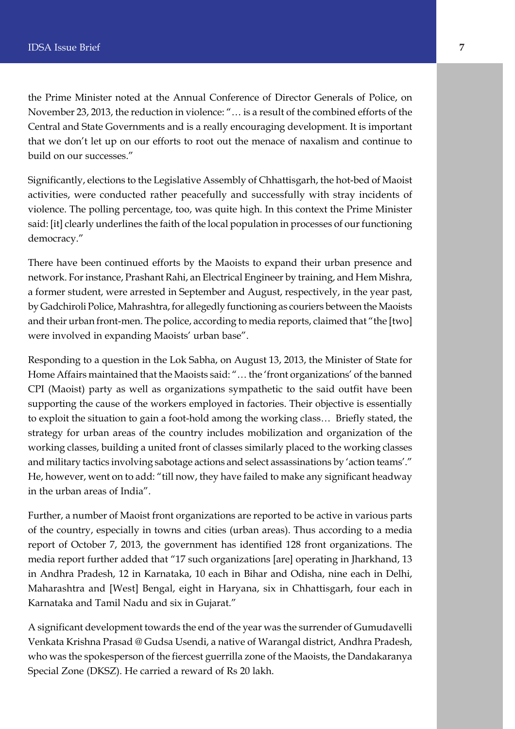the Prime Minister noted at the Annual Conference of Director Generals of Police, on November 23, 2013, the reduction in violence: "… is a result of the combined efforts of the Central and State Governments and is a really encouraging development. It is important that we don't let up on our efforts to root out the menace of naxalism and continue to build on our successes."

Significantly, elections to the Legislative Assembly of Chhattisgarh, the hot-bed of Maoist activities, were conducted rather peacefully and successfully with stray incidents of violence. The polling percentage, too, was quite high. In this context the Prime Minister said: [it] clearly underlines the faith of the local population in processes of our functioning democracy."

There have been continued efforts by the Maoists to expand their urban presence and network. For instance, Prashant Rahi, an Electrical Engineer by training, and Hem Mishra, a former student, were arrested in September and August, respectively, in the year past, by Gadchiroli Police, Mahrashtra, for allegedly functioning as couriers between the Maoists and their urban front-men. The police, according to media reports, claimed that "the [two] were involved in expanding Maoists' urban base".

Responding to a question in the Lok Sabha, on August 13, 2013, the Minister of State for Home Affairs maintained that the Maoists said: "… the 'front organizations' of the banned CPI (Maoist) party as well as organizations sympathetic to the said outfit have been supporting the cause of the workers employed in factories. Their objective is essentially to exploit the situation to gain a foot-hold among the working class… Briefly stated, the strategy for urban areas of the country includes mobilization and organization of the working classes, building a united front of classes similarly placed to the working classes and military tactics involving sabotage actions and select assassinations by 'action teams'." He, however, went on to add: "till now, they have failed to make any significant headway in the urban areas of India".

Further, a number of Maoist front organizations are reported to be active in various parts of the country, especially in towns and cities (urban areas). Thus according to a media report of October 7, 2013, the government has identified 128 front organizations. The media report further added that "17 such organizations [are] operating in Jharkhand, 13 in Andhra Pradesh, 12 in Karnataka, 10 each in Bihar and Odisha, nine each in Delhi, Maharashtra and [West] Bengal, eight in Haryana, six in Chhattisgarh, four each in Karnataka and Tamil Nadu and six in Gujarat."

A significant development towards the end of the year was the surrender of Gumudavelli Venkata Krishna Prasad @ Gudsa Usendi, a native of Warangal district, Andhra Pradesh, who was the spokesperson of the fiercest guerrilla zone of the Maoists, the Dandakaranya Special Zone (DKSZ). He carried a reward of Rs 20 lakh.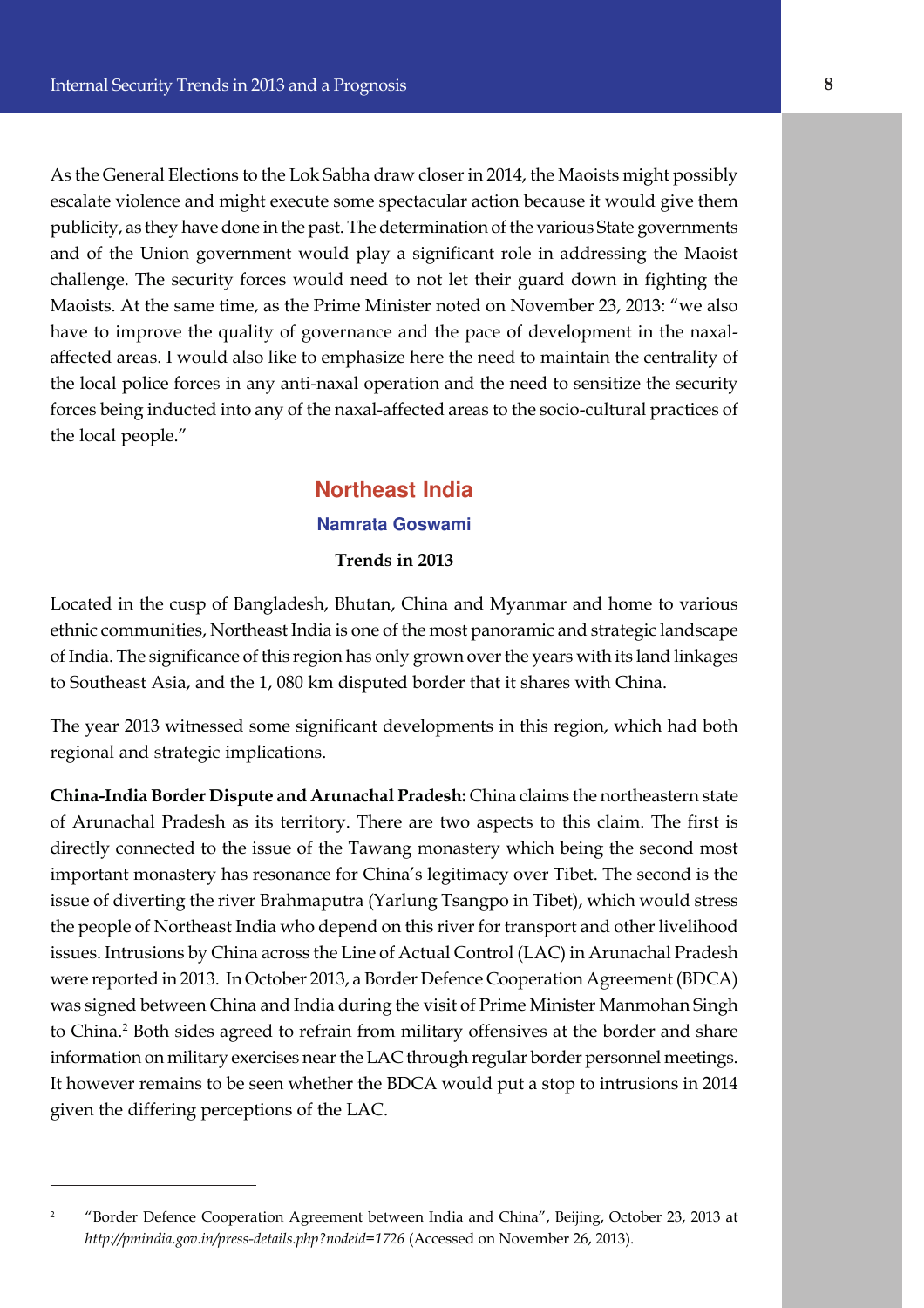As the General Elections to the Lok Sabha draw closer in 2014, the Maoists might possibly escalate violence and might execute some spectacular action because it would give them publicity, as they have done in the past. The determination of the various State governments and of the Union government would play a significant role in addressing the Maoist challenge. The security forces would need to not let their guard down in fighting the Maoists. At the same time, as the Prime Minister noted on November 23, 2013: "we also have to improve the quality of governance and the pace of development in the naxal-affected areas. I would also like to emphasize here the need to maintain the centrality of the local police forces in any anti-naxal operation and the need to sensitize the security forces being inducted into any of the naxal-affected areas to the socio-cultural practices of the local people."

## Northeast India

**Namrata Goswami**

### Trends in 2013

Located in the cusp of Bangladesh, Bhutan, China and Myanmar and home to various ethnic communities, Northeast India is one of the most panoramic and strategic landscape of India. The significance of this region has only grown over the years with its land linkages to Southeast Asia, and the 1, 080 km disputed border that it shares with China.

The year 2013 witnessed some significant developments in this region, which had both regional and strategic implications.

**China-India Border Dispute and Arunachal Pradesh:** China claims the northeastern state of Arunachal Pradesh as its territory. There are two aspects to this claim. The first is directly connected to the issue of the Tawang monastery which being the second most important monastery has resonance for China's legitimacy over Tibet. The second is the issue of diverting the river Brahmaputra (Yarlung Tsangpo in Tibet), which would stress the people of Northeast India who depend on this river for transport and other livelihood issues. Intrusions by China across the Line of Actual Control (LAC) in Arunachal Pradesh were reported in 2013. In October 2013, a Border Defence Cooperation Agreement (BDCA) was signed between China and India during the visit of Prime Minister Manmohan Singh to China.[2] Both sides agreed to refrain from military offensives at the border and share information on military exercises near the LAC through regular border personnel meetings. It however remains to be seen whether the BDCA would put a stop to intrusions in 2014 given the differing perceptions of the LAC.

---

[2] "Border Defence Cooperation Agreement between India and China", Beijing, October 23, 2013 at *http://pmindia.gov.in/press-details.php?nodeid=1726* (Accessed on November 26, 2013).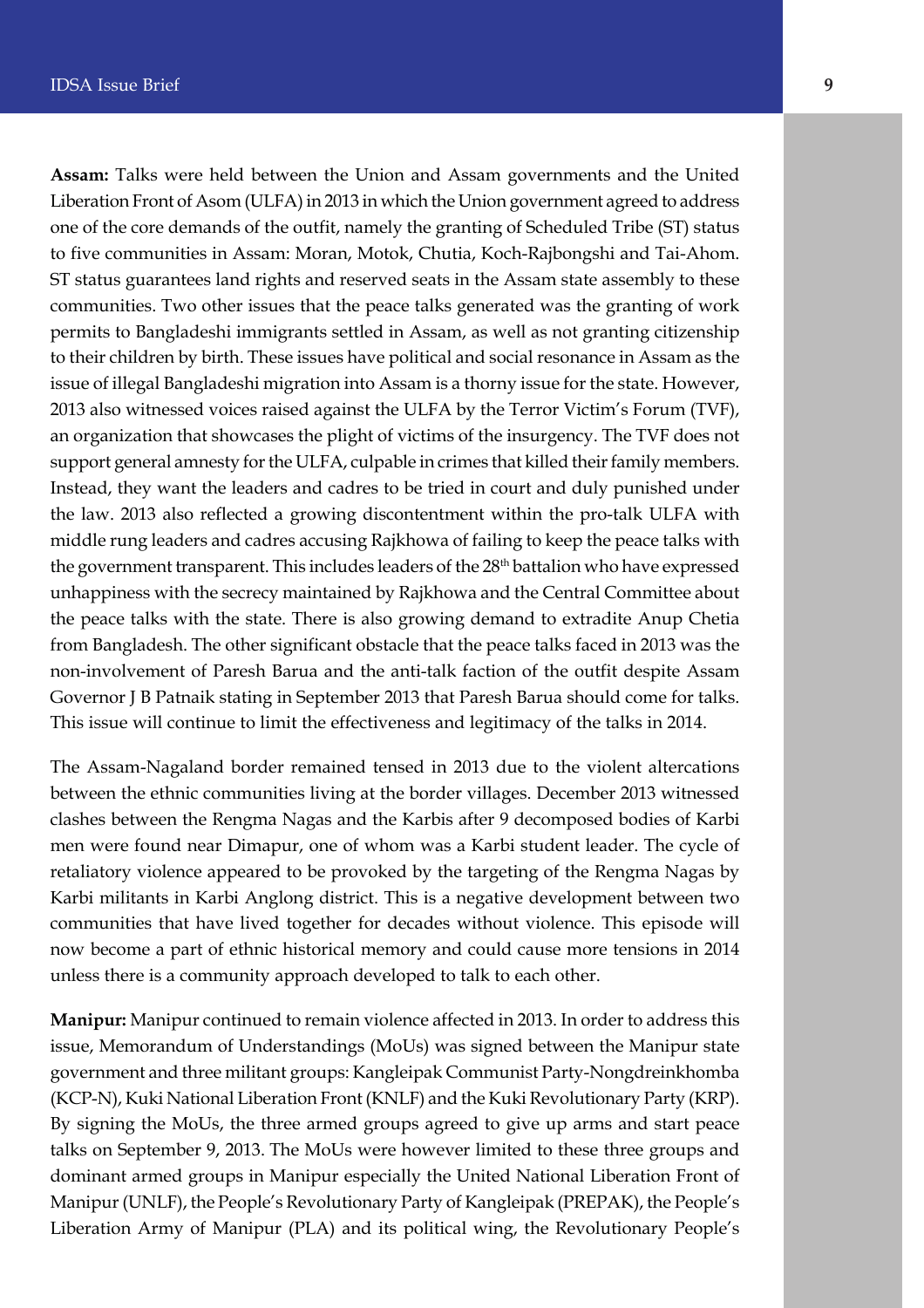**Assam:** Talks were held between the Union and Assam governments and the United Liberation Front of Asom (ULFA) in 2013 in which the Union government agreed to address one of the core demands of the outfit, namely the granting of Scheduled Tribe (ST) status to five communities in Assam: Moran, Motok, Chutia, Koch-Rajbongshi and Tai-Ahom. ST status guarantees land rights and reserved seats in the Assam state assembly to these communities. Two other issues that the peace talks generated was the granting of work permits to Bangladeshi immigrants settled in Assam, as well as not granting citizenship to their children by birth. These issues have political and social resonance in Assam as the issue of illegal Bangladeshi migration into Assam is a thorny issue for the state. However, 2013 also witnessed voices raised against the ULFA by the Terror Victim's Forum (TVF), an organization that showcases the plight of victims of the insurgency. The TVF does not support general amnesty for the ULFA, culpable in crimes that killed their family members. Instead, they want the leaders and cadres to be tried in court and duly punished under the law. 2013 also reflected a growing discontentment within the pro-talk ULFA with middle rung leaders and cadres accusing Rajkhowa of failing to keep the peace talks with the government transparent. This includes leaders of the 28th battalion who have expressed unhappiness with the secrecy maintained by Rajkhowa and the Central Committee about the peace talks with the state. There is also growing demand to extradite Anup Chetia from Bangladesh. The other significant obstacle that the peace talks faced in 2013 was the non-involvement of Paresh Barua and the anti-talk faction of the outfit despite Assam Governor J B Patnaik stating in September 2013 that Paresh Barua should come for talks. This issue will continue to limit the effectiveness and legitimacy of the talks in 2014.

The Assam-Nagaland border remained tensed in 2013 due to the violent altercations between the ethnic communities living at the border villages. December 2013 witnessed clashes between the Rengma Nagas and the Karbis after 9 decomposed bodies of Karbi men were found near Dimapur, one of whom was a Karbi student leader. The cycle of retaliatory violence appeared to be provoked by the targeting of the Rengma Nagas by Karbi militants in Karbi Anglong district. This is a negative development between two communities that have lived together for decades without violence. This episode will now become a part of ethnic historical memory and could cause more tensions in 2014 unless there is a community approach developed to talk to each other.

**Manipur:** Manipur continued to remain violence affected in 2013. In order to address this issue, Memorandum of Understandings (MoUs) was signed between the Manipur state government and three militant groups: Kangleipak Communist Party-Nongdreinkhomba (KCP-N), Kuki National Liberation Front (KNLF) and the Kuki Revolutionary Party (KRP). By signing the MoUs, the three armed groups agreed to give up arms and start peace talks on September 9, 2013. The MoUs were however limited to these three groups and dominant armed groups in Manipur especially the United National Liberation Front of Manipur (UNLF), the People's Revolutionary Party of Kangleipak (PREPAK), the People's Liberation Army of Manipur (PLA) and its political wing, the Revolutionary People's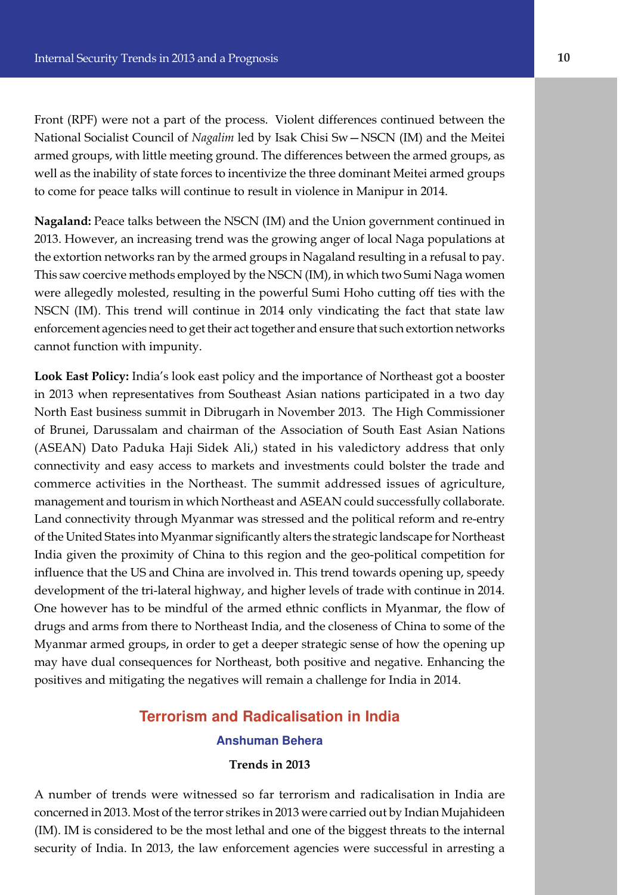Front (RPF) were not a part of the process. Violent differences continued between the National Socialist Council of *Nagalim* led by Isak Chisi Sw—NSCN (IM) and the Meitei armed groups, with little meeting ground. The differences between the armed groups, as well as the inability of state forces to incentivize the three dominant Meitei armed groups to come for peace talks will continue to result in violence in Manipur in 2014.

**Nagaland:** Peace talks between the NSCN (IM) and the Union government continued in 2013. However, an increasing trend was the growing anger of local Naga populations at the extortion networks ran by the armed groups in Nagaland resulting in a refusal to pay. This saw coercive methods employed by the NSCN (IM), in which two Sumi Naga women were allegedly molested, resulting in the powerful Sumi Hoho cutting off ties with the NSCN (IM). This trend will continue in 2014 only vindicating the fact that state law enforcement agencies need to get their act together and ensure that such extortion networks cannot function with impunity.

**Look East Policy:** India's look east policy and the importance of Northeast got a booster in 2013 when representatives from Southeast Asian nations participated in a two day North East business summit in Dibrugarh in November 2013. The High Commissioner of Brunei, Darussalam and chairman of the Association of South East Asian Nations (ASEAN) Dato Paduka Haji Sidek Ali,) stated in his valedictory address that only connectivity and easy access to markets and investments could bolster the trade and commerce activities in the Northeast. The summit addressed issues of agriculture, management and tourism in which Northeast and ASEAN could successfully collaborate. Land connectivity through Myanmar was stressed and the political reform and re-entry of the United States into Myanmar significantly alters the strategic landscape for Northeast India given the proximity of China to this region and the geo-political competition for influence that the US and China are involved in. This trend towards opening up, speedy development of the tri-lateral highway, and higher levels of trade with continue in 2014. One however has to be mindful of the armed ethnic conflicts in Myanmar, the flow of drugs and arms from there to Northeast India, and the closeness of China to some of the Myanmar armed groups, in order to get a deeper strategic sense of how the opening up may have dual consequences for Northeast, both positive and negative. Enhancing the positives and mitigating the negatives will remain a challenge for India in 2014.

## Terrorism and Radicalisation in India

**Anshuman Behera**

### Trends in 2013

A number of trends were witnessed so far terrorism and radicalisation in India are concerned in 2013. Most of the terror strikes in 2013 were carried out by Indian Mujahideen (IM). IM is considered to be the most lethal and one of the biggest threats to the internal security of India. In 2013, the law enforcement agencies were successful in arresting a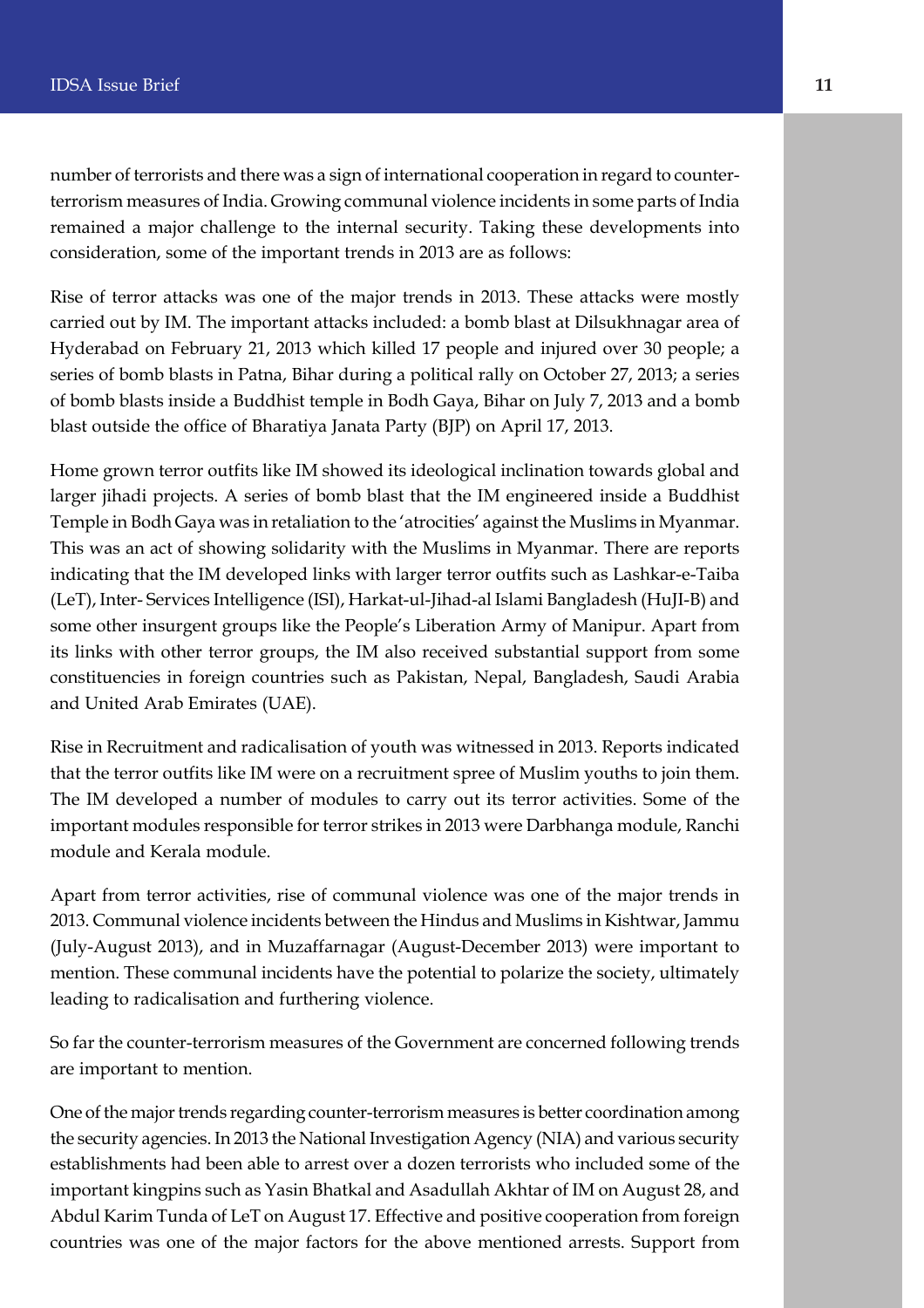number of terrorists and there was a sign of international cooperation in regard to counter-terrorism measures of India. Growing communal violence incidents in some parts of India remained a major challenge to the internal security. Taking these developments into consideration, some of the important trends in 2013 are as follows:

Rise of terror attacks was one of the major trends in 2013. These attacks were mostly carried out by IM. The important attacks included: a bomb blast at Dilsukhnagar area of Hyderabad on February 21, 2013 which killed 17 people and injured over 30 people; a series of bomb blasts in Patna, Bihar during a political rally on October 27, 2013; a series of bomb blasts inside a Buddhist temple in Bodh Gaya, Bihar on July 7, 2013 and a bomb blast outside the office of Bharatiya Janata Party (BJP) on April 17, 2013.

Home grown terror outfits like IM showed its ideological inclination towards global and larger jihadi projects. A series of bomb blast that the IM engineered inside a Buddhist Temple in Bodh Gaya was in retaliation to the 'atrocities' against the Muslims in Myanmar. This was an act of showing solidarity with the Muslims in Myanmar. There are reports indicating that the IM developed links with larger terror outfits such as Lashkar-e-Taiba (LeT), Inter- Services Intelligence (ISI), Harkat-ul-Jihad-al Islami Bangladesh (HuJI-B) and some other insurgent groups like the People's Liberation Army of Manipur. Apart from its links with other terror groups, the IM also received substantial support from some constituencies in foreign countries such as Pakistan, Nepal, Bangladesh, Saudi Arabia and United Arab Emirates (UAE).

Rise in Recruitment and radicalisation of youth was witnessed in 2013. Reports indicated that the terror outfits like IM were on a recruitment spree of Muslim youths to join them. The IM developed a number of modules to carry out its terror activities. Some of the important modules responsible for terror strikes in 2013 were Darbhanga module, Ranchi module and Kerala module.

Apart from terror activities, rise of communal violence was one of the major trends in 2013. Communal violence incidents between the Hindus and Muslims in Kishtwar, Jammu (July-August 2013), and in Muzaffarnagar (August-December 2013) were important to mention. These communal incidents have the potential to polarize the society, ultimately leading to radicalisation and furthering violence.

So far the counter-terrorism measures of the Government are concerned following trends are important to mention.

One of the major trends regarding counter-terrorism measures is better coordination among the security agencies. In 2013 the National Investigation Agency (NIA) and various security establishments had been able to arrest over a dozen terrorists who included some of the important kingpins such as Yasin Bhatkal and Asadullah Akhtar of IM on August 28, and Abdul Karim Tunda of LeT on August 17. Effective and positive cooperation from foreign countries was one of the major factors for the above mentioned arrests. Support from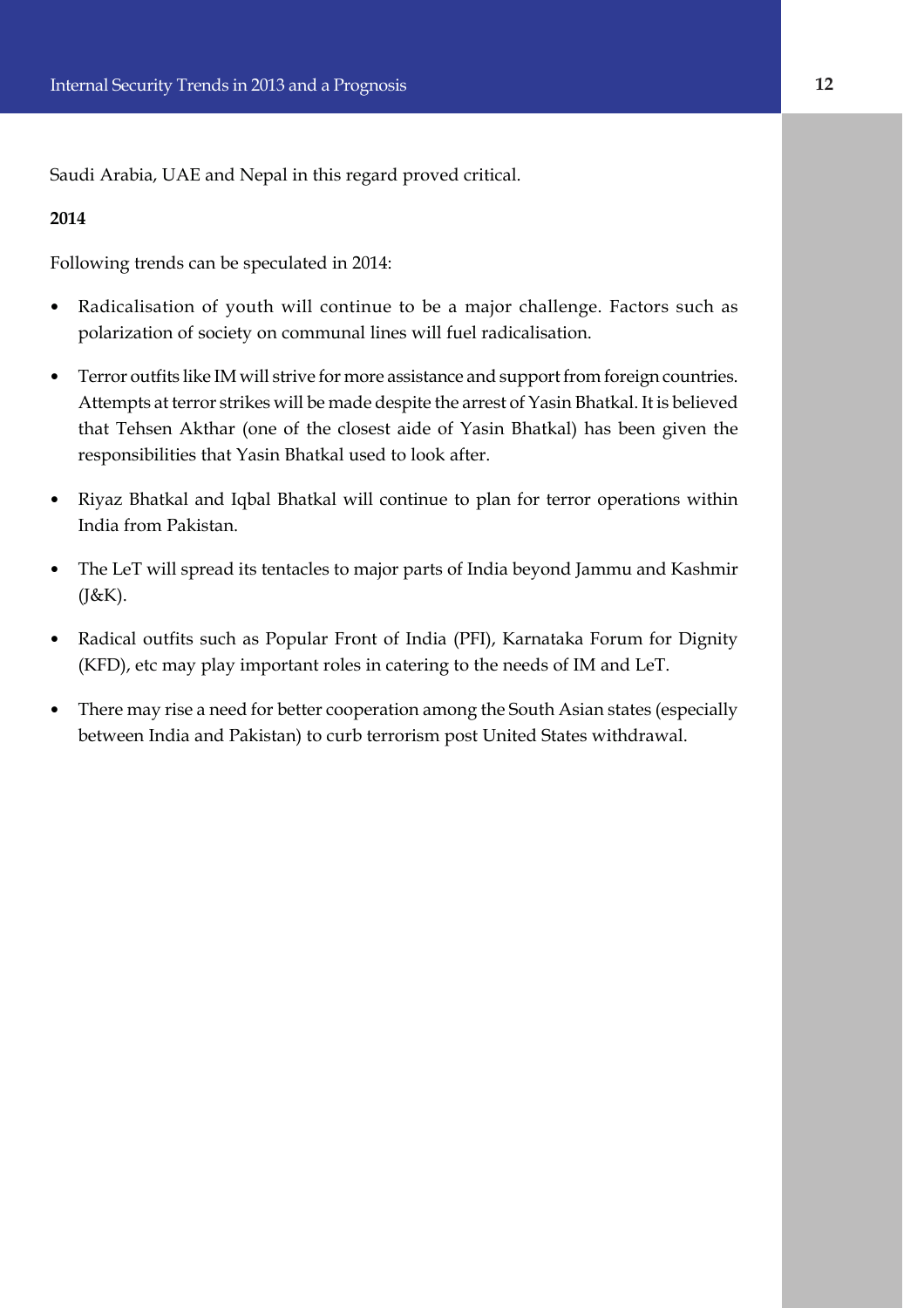Saudi Arabia, UAE and Nepal in this regard proved critical.

**2014**

Following trends can be speculated in 2014:

- Radicalisation of youth will continue to be a major challenge. Factors such as polarization of society on communal lines will fuel radicalisation.
- Terror outfits like IM will strive for more assistance and support from foreign countries. Attempts at terror strikes will be made despite the arrest of Yasin Bhatkal. It is believed that Tehsen Akthar (one of the closest aide of Yasin Bhatkal) has been given the responsibilities that Yasin Bhatkal used to look after.
- Riyaz Bhatkal and Iqbal Bhatkal will continue to plan for terror operations within India from Pakistan.
- The LeT will spread its tentacles to major parts of India beyond Jammu and Kashmir (J&K).
- Radical outfits such as Popular Front of India (PFI), Karnataka Forum for Dignity (KFD), etc may play important roles in catering to the needs of IM and LeT.
- There may rise a need for better cooperation among the South Asian states (especially between India and Pakistan) to curb terrorism post United States withdrawal.